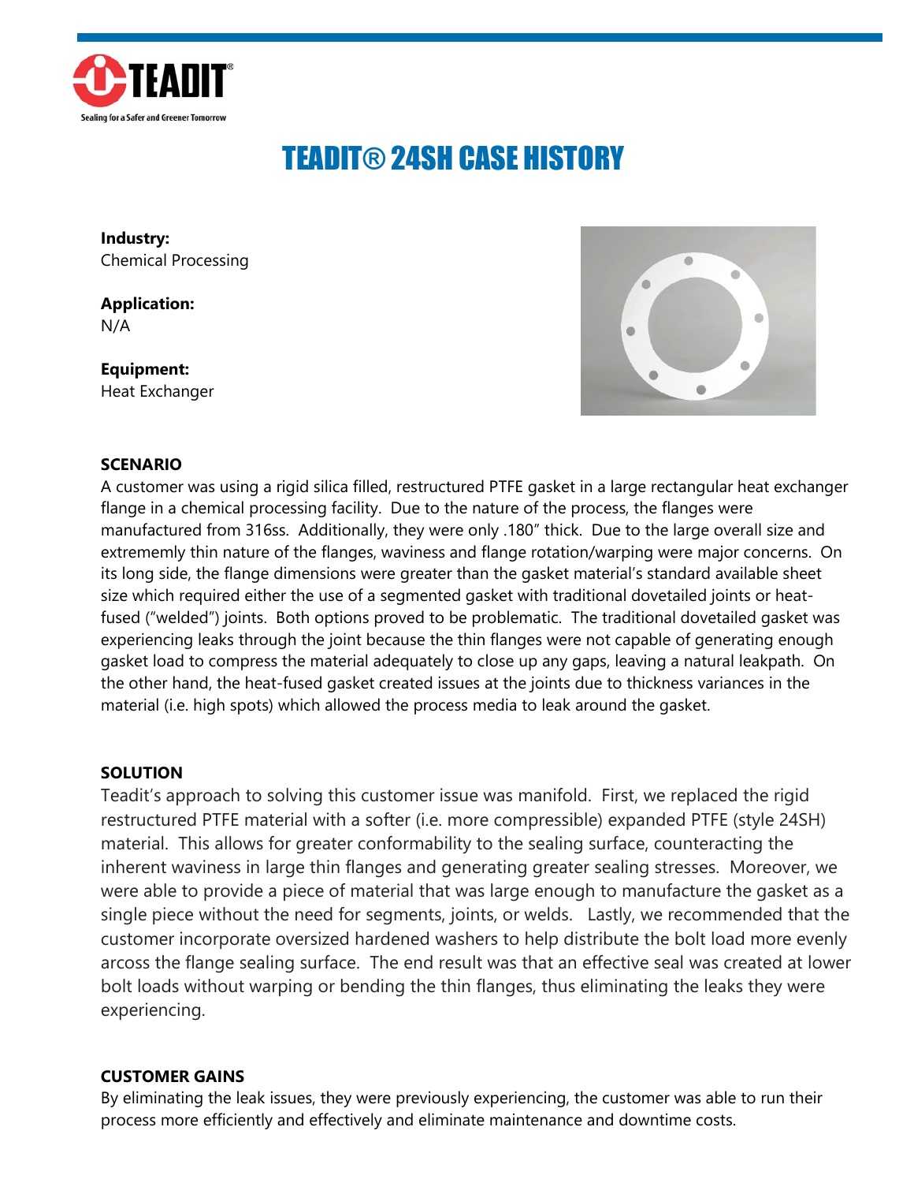# TEADIT® 24SH CASE HISTORY

**Industry:**
Chemical Processing

**Application:**
N/A

**Equipment:**
Heat Exchanger

## SCENARIO

A customer was using a rigid silica filled, restructured PTFE gasket in a large rectangular heat exchanger flange in a chemical processing facility. Due to the nature of the process, the flanges were manufactured from 316ss. Additionally, they were only .180" thick. Due to the large overall size and extrememly thin nature of the flanges, waviness and flange rotation/warping were major concerns. On its long side, the flange dimensions were greater than the gasket material's standard available sheet size which required either the use of a segmented gasket with traditional dovetailed joints or heat-fused ("welded") joints. Both options proved to be problematic. The traditional dovetailed gasket was experiencing leaks through the joint because the thin flanges were not capable of generating enough gasket load to compress the material adequately to close up any gaps, leaving a natural leakpath. On the other hand, the heat-fused gasket created issues at the joints due to thickness variances in the material (i.e. high spots) which allowed the process media to leak around the gasket.

## SOLUTION

Teadit's approach to solving this customer issue was manifold. First, we replaced the rigid restructured PTFE material with a softer (i.e. more compressible) expanded PTFE (style 24SH) material. This allows for greater conformability to the sealing surface, counteracting the inherent waviness in large thin flanges and generating greater sealing stresses. Moreover, we were able to provide a piece of material that was large enough to manufacture the gasket as a single piece without the need for segments, joints, or welds. Lastly, we recommended that the customer incorporate oversized hardened washers to help distribute the bolt load more evenly arcoss the flange sealing surface. The end result was that an effective seal was created at lower bolt loads without warping or bending the thin flanges, thus eliminating the leaks they were experiencing.

## CUSTOMER GAINS

By eliminating the leak issues, they were previously experiencing, the customer was able to run their process more efficiently and effectively and eliminate maintenance and downtime costs.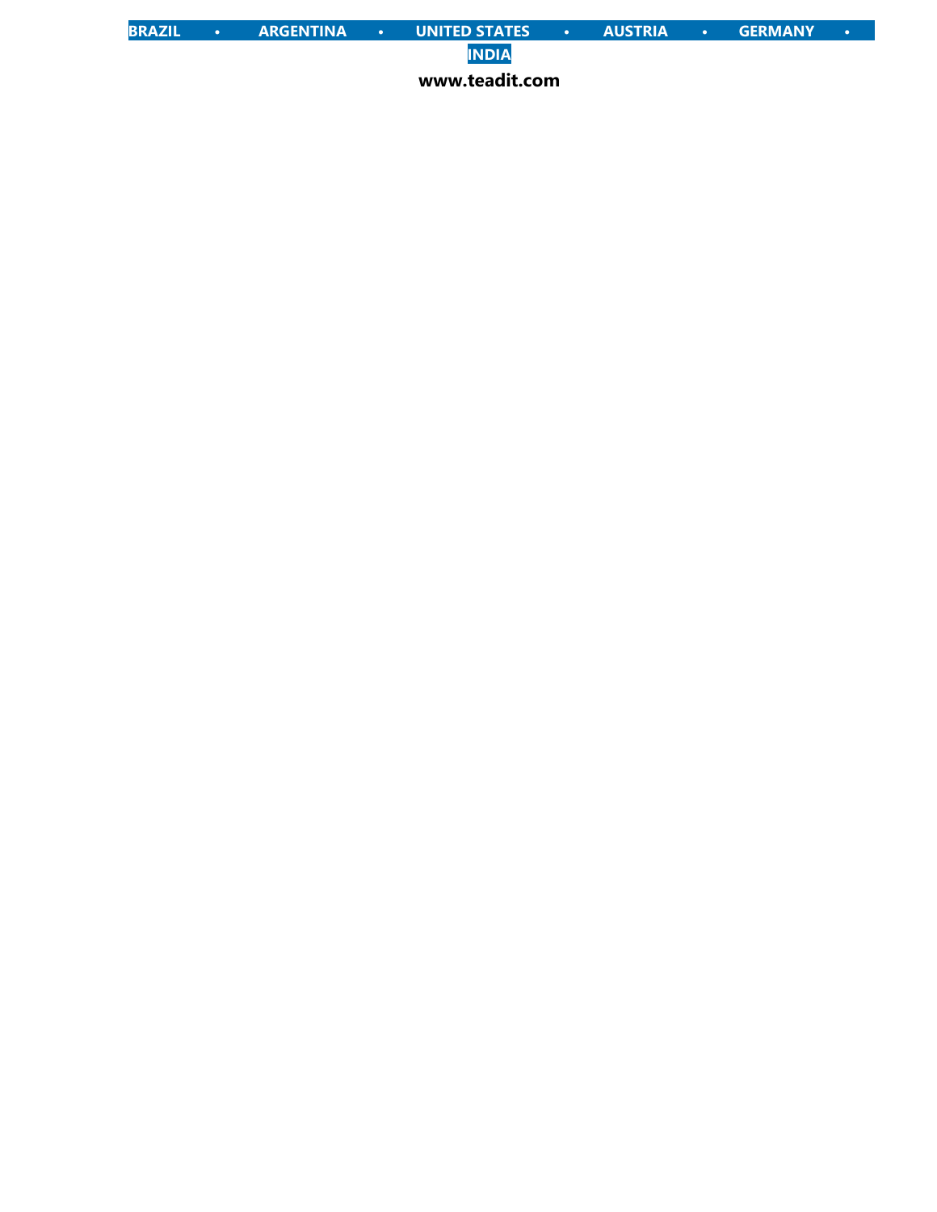**BRAZIL • ARGENTINA • UNITED STATES • AUSTRIA • GERMANY • INDIA**

**www.teadit.com**